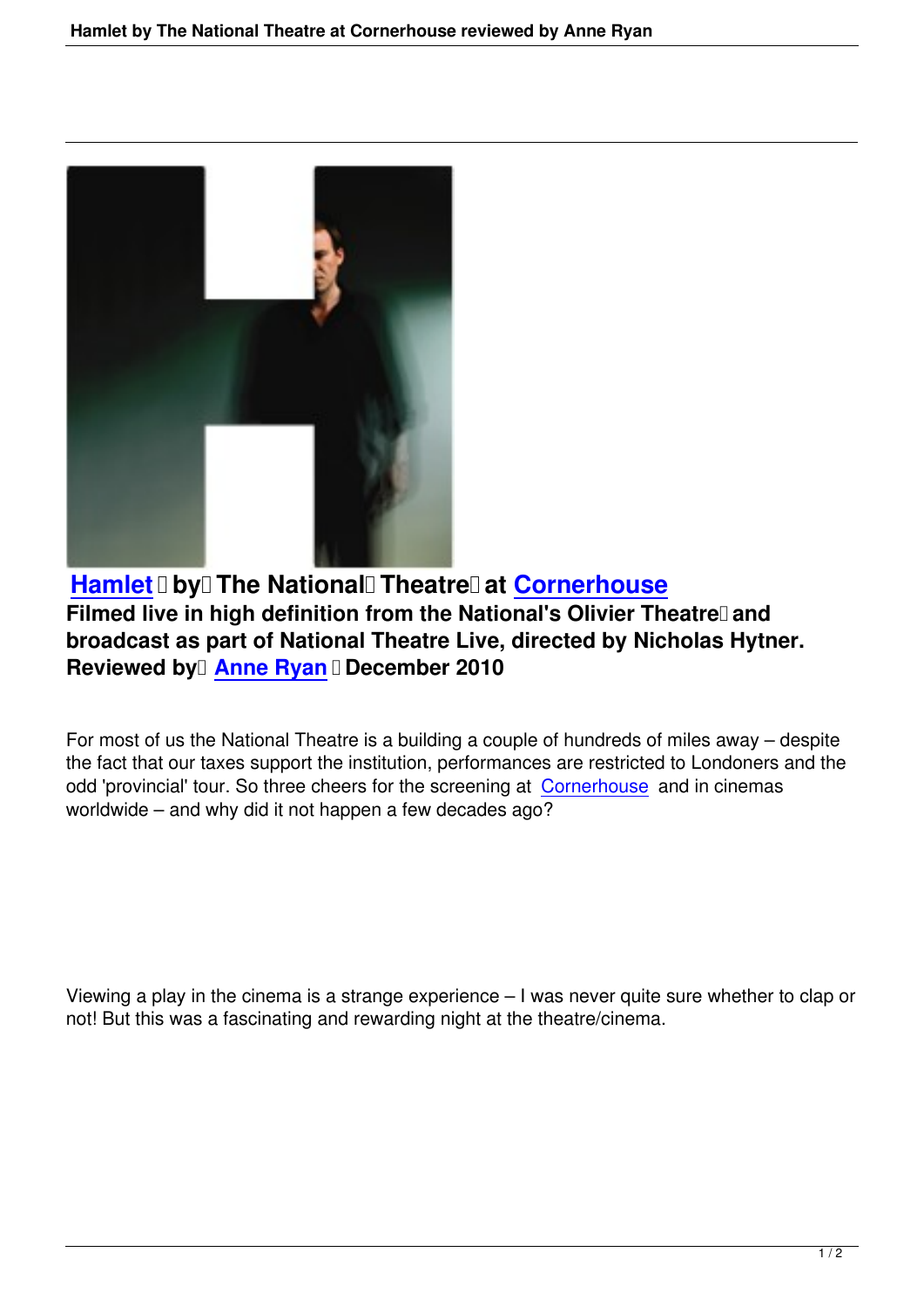**Hamlet by The National Theatre at Cornerhouse**
**Filmed live in high definition from the National's Olivier Theatre and broadcast as part of National Theatre Live, directed by Nicholas Hytner.**
**Reviewed by Anne Ryan December 2010**

For most of us the National Theatre is a building a couple of hundreds of miles away – despite the fact that our taxes support the institution, performances are restricted to Londoners and the odd 'provincial' tour. So three cheers for the screening at Cornerhouse and in cinemas worldwide – and why did it not happen a few decades ago?

Viewing a play in the cinema is a strange experience – I was never quite sure whether to clap or not! But this was a fascinating and rewarding night at the theatre/cinema.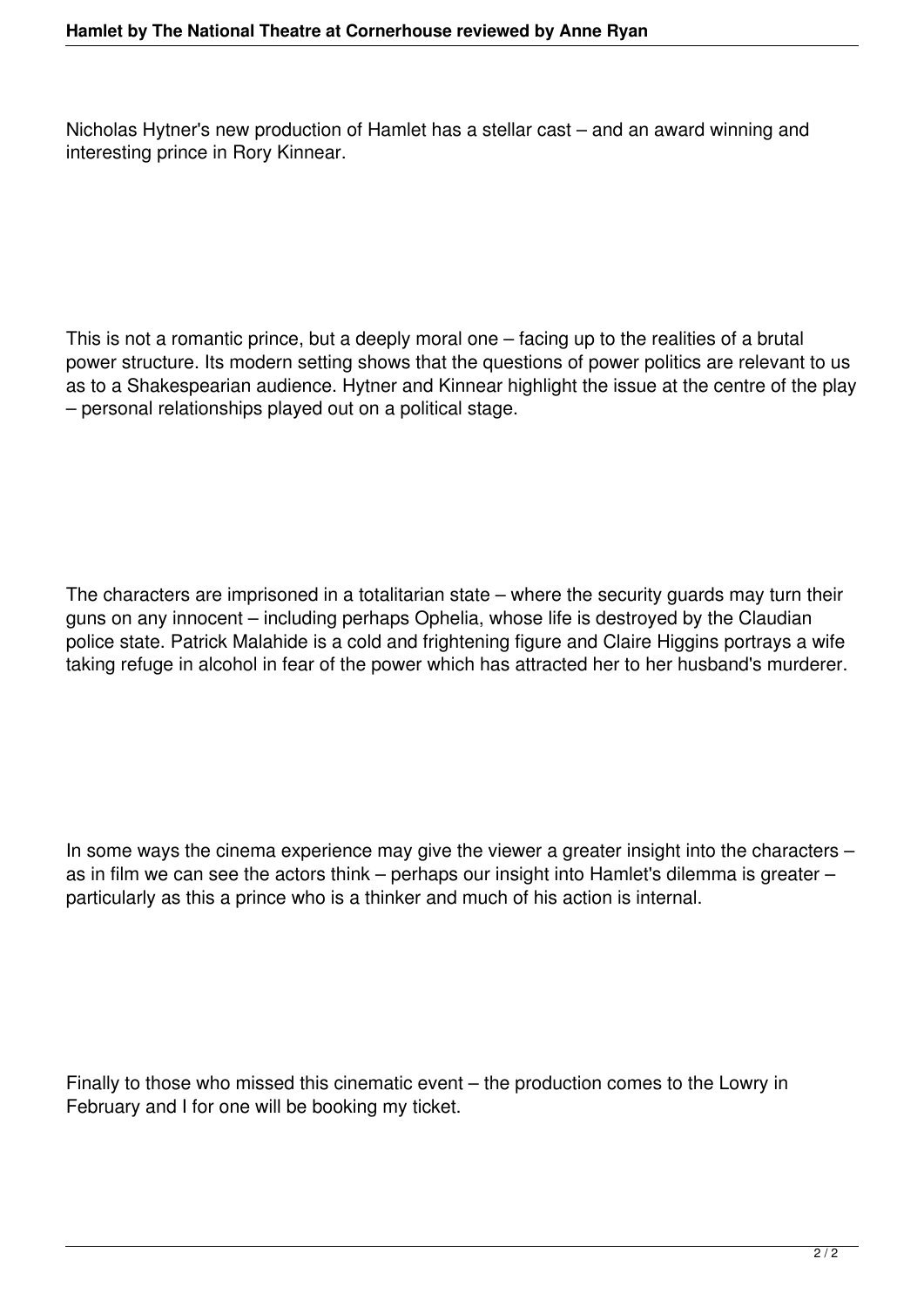Nicholas Hytner's new production of Hamlet has a stellar cast – and an award winning and interesting prince in Rory Kinnear.

This is not a romantic prince, but a deeply moral one – facing up to the realities of a brutal power structure. Its modern setting shows that the questions of power politics are relevant to us as to a Shakespearian audience. Hytner and Kinnear highlight the issue at the centre of the play – personal relationships played out on a political stage.

The characters are imprisoned in a totalitarian state – where the security guards may turn their guns on any innocent – including perhaps Ophelia, whose life is destroyed by the Claudian police state. Patrick Malahide is a cold and frightening figure and Claire Higgins portrays a wife taking refuge in alcohol in fear of the power which has attracted her to her husband's murderer.

In some ways the cinema experience may give the viewer a greater insight into the characters – as in film we can see the actors think – perhaps our insight into Hamlet's dilemma is greater – particularly as this a prince who is a thinker and much of his action is internal.

Finally to those who missed this cinematic event – the production comes to the Lowry in February and I for one will be booking my ticket.